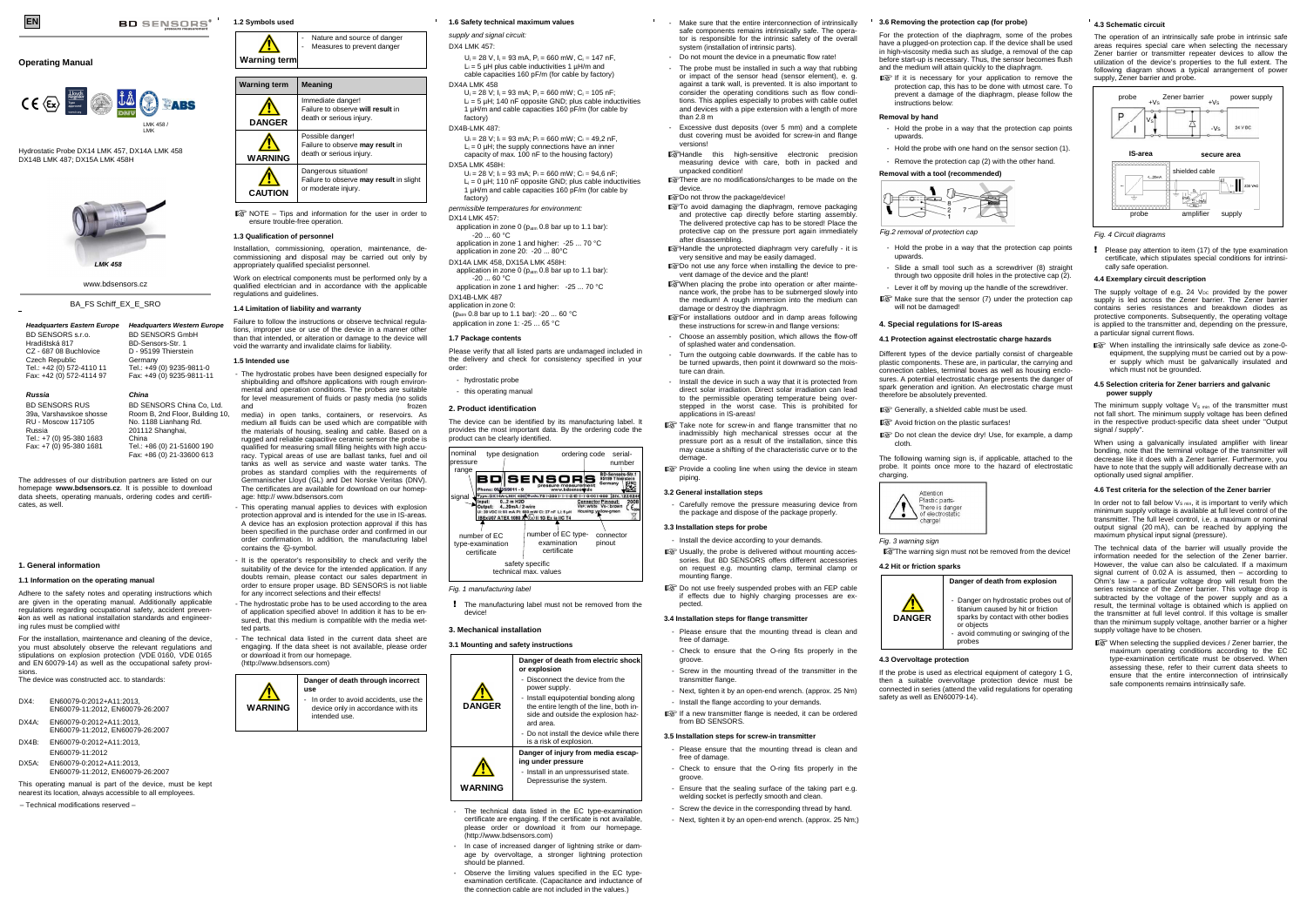EN

# Operating Manual

Hydrostatic Probe DX14 LMK 457, DX14A LMK 458
DX14B LMK 487; DX15A LMK 458H

*LMK 458*

www.bdsensors.cz

BA_FS Schiff_EX_E_SRO

| *Headquarters Eastern Europe* | *Headquarters Western Europe* |
|---|---|
| BD SENSORS s.r.o. | BD SENSORS GmbH |
| Hradišťská 817 | BD-Sensors-Str. 1 |
| CZ - 687 08 Buchlovice | D - 95199 Thierstein |
| Czech Republic | Germany |
| Tel.: +42 (0) 572-4110 11 | Tel.: +49 (0) 9235-9811-0 |
| Fax: +42 (0) 572-4114 97 | Fax: +49 (0) 9235-9811-11 |
| *Russia* | *China* |
| BD SENSORS RUS | BD SENSORS China Co, Ltd. |
| 39a, Varshavskoe shosse | Room B, 2nd Floor, Building 10, |
| RU - Moscow 117105 | No. 1188 Lianhang Rd. |
| Russia | 201112 Shanghai, |
| Tel.: +7 (0) 95-380 1683 | China |
| Fax: +7 (0) 95-380 1681 | Tel.: +86 (0) 21-51600 190 |
| | Fax: +86 (0) 21-33600 613 |

The addresses of our distribution partners are listed on our homepage **www.bdsensors.cz**. It is possible to download data sheets, operating manuals, ordering codes and certificates, as well.

## 1. General information

### 1.1 Information on the operating manual

Adhere to the safety notes and operating instructions which are given in the operating manual. Additionally applicable regulations regarding occupational safety, accident prevention as well as national installation standards and engineering rules must be complied with!

For the installation, maintenance and cleaning of the device, you must absolutely observe the relevant regulations and stipulations on explosion protection (VDE 0160, VDE 0165 and EN 60079-14) as well as the occupational safety provisions.

The device was constructed acc. to standards:

DX4: EN60079-0:2012+A11:2013, EN60079-11:2012, EN60079-26:2007

DX4A: EN60079-0:2012+A11:2013, EN60079-11:2012, EN60079-26:2007

DX4B: EN60079-0:2012+A11:2013, EN60079-11:2012

DX5A: EN60079-0:2012+A11:2013, EN60079-11:2012, EN60079-26:2007

This operating manual is part of the device, must be kept nearest its location, always accessible to all employees.

– Technical modifications reserved –

### 1.2 Symbols used

| Warning term | - Nature and source of danger<br>- Measures to prevent danger |
|---|---|

| Warning term | Meaning |
|---|---|
| DANGER | Immediate danger! Failure to observe **will result** in death or serious injury. |
| WARNING | Possible danger! Failure to observe **may result** in death or serious injury. |
| CAUTION | Dangerous situation! Failure to observe **may result** in slight or moderate injury. |

☞ NOTE – Tips and information for the user in order to ensure trouble-free operation.

### 1.3 Qualification of personnel

Installation, commissioning, operation, maintenance, decommissioning and disposal may be carried out only by appropriately qualified specialist personnel.

Work on electrical components must be performed only by a qualified electrician and in accordance with the applicable regulations and guidelines.

### 1.4 Limitation of liability and warranty

Failure to follow the instructions or observe technical regulations, improper use or use of the device in a manner other than that intended, or alteration or damage to the device will void the warranty and invalidate claims for liability.

### 1.5 Intended use

- The hydrostatic probes have been designed especially for shipbuilding and offshore applications with rough environmental and operation conditions. The probes are suitable for level measurement of fluids or pasty media (no solids and frozen media) in open tanks, containers, or reservoirs. As medium all fluids can be used which are compatible with the materials of housing, sealing and cable. Based on a rugged and reliable capacitive ceramic sensor the probe is qualified for measuring small filling heights with high accuracy. Typical areas of use are ballast tanks, fuel and oil tanks as well as service and waste water tanks. The probes as standard complies with the requirements of Germanischer Lloyd (GL) and Det Norske Veritas (DNV). The certificates are available for download on our homepage: http:// www.bdsensors.com
- This operating manual applies to devices with explosion protection approval and is intended for the use in IS-areas. A device has an explosion protection approval if this has been specified in the purchase order and confirmed in our order confirmation. In addition, the manufacturing label contains the Ex-symbol.
- It is the operator's responsibility to check and verify the suitability of the device for the intended application. If any doubts remain, please contact our sales department in order to ensure proper usage. BD SENSORS is not liable for any incorrect selections and their effects!
- The hydrostatic probe has to be used according to the area of application specified above! In addition it has to be ensured, that this medium is compatible with the media wetted parts.
- The technical data listed in the current data sheet are engaging. If the data sheet is not available, please order or download it from our homepage. (http://www.bdsensors.com)

| WARNING | **Danger of death through incorrect use**<br>- In order to avoid accidents, use the device only in accordance with its intended use. |
|---|---|

### 1.6 Safety technical maximum values

*supply and signal circuit:*

DX4 LMK 457:
$U_i$ = 28 V, $I_i$ = 93 mA, $P_i$ = 660 mW, $C_i$ = 147 nF, $L_i$ = 5 µH plus cable inductivities 1 µH/m and cable capacities 160 pF/m (for cable by factory)

DX4A LMK 458
$U_i$ = 28 V; $I_i$ = 93 mA; $P_i$ = 660 mW; $C_i$ = 105 nF; $L_i$ = 5 µH; 140 nF opposite GND; plus cable inductivities 1 µH/m and cable capacities 160 pF/m (for cable by factory)

DX4B-LMK 487:
$U_i$ = 28 V; $I_i$ = 93 mA; $P_i$ = 660 mW; $C_i$ = 49,2 nF, $L_i$ = 0 µH; the supply connections have an inner capacity of max. 100 nF to the housing factory)

DX5A LMK 458H:
$U_i$ = 28 V; $I_i$ = 93 mA; $P_i$ = 660 mW; $C_i$ = 94,6 nF; $L_i$ = 0 µH; 110 nF opposite GND; plus cable inductivities 1 µH/m and cable capacities 160 pF/m (for cable by factory)

*permissible temperatures for environment:*

DX14 LMK 457:
application in zone 0 ($p_{atm}$ 0.8 bar up to 1.1 bar): -20 ... 60 °C
application in zone 1 and higher: -25 ... 70 °C
application in zone 20: -20 ... 80°C

DX14A LMK 458, DX15A LMK 458H:
application in zone 0 ($p_{atm}$ 0.8 bar up to 1.1 bar): -20 ... 60 °C
application in zone 1 and higher: -25 ... 70 °C

DX14B-LMK 487
application in zone 0:
($p_{atm}$ 0.8 bar up to 1.1 bar): -20 ... 60 °C
application in zone 1: -25 ... 65 °C

### 1.7 Package contents

Please verify that all listed parts are undamaged included in the delivery and check for consistency specified in your order:

- hydrostatic probe
- this operating manual

## 2. Product identification

The device can be identified by its manufacturing label. It provides the most important data. By the ordering code the product can be clearly identified.

*Fig. 1 manufacturing label*

**!** The manufacturing label must not be removed from the device!

## 3. Mechanical installation

### 3.1 Mounting and safety instructions

| DANGER | **Danger of death from electric shock or explosion**<br>- Disconnect the device from the power supply.<br>- Install equipotential bonding along the entire length of the line, both inside and outside the explosion hazard area.<br>- Do not install the device while there is a risk of explosion. |
|---|---|
| WARNING | **Danger of injury from media escaping under pressure**<br>- Install in an unpressurised state. Depressurise the system. |

- The technical data listed in the EC type-examination certificate are engaging. If the certificate is not available, please order or download it from our homepage. (http://www.bdsensors.com)
- In case of increased danger of lightning strike or damage by overvoltage, a stronger lightning protection should be planned.
- Observe the limiting values specified in the EC type-examination certificate. (Capacitance and inductance of the connection cable are not included in the values.)
- Make sure that the entire interconnection of intrinsically safe components remains intrinsically safe. The operator is responsible for the intrinsic safety of the overall system (installation of intrinsic parts).
- Do not mount the device in a pneumatic flow rate!
- The probe must be installed in such a way that rubbing or impact of the sensor head (sensor element, e. g. against a tank wall, is prevented. It is also important to consider the operation conditions such as flow conditions. This applies especially to probes with cable outlet and devices with a pipe extension with a length of more than 2.8 m
- Excessive dust deposits (over 5 mm) and a complete dust covering must be avoided for screw-in and flange versions!

☞ Handle this high-sensitive electronic precision measuring device with care, both in packed and unpacked condition!

☞ There are no modifications/changes to be made on the device.

☞ Do not throw the package/device!

☞ To avoid damaging the diaphragm, remove packaging and protective cap directly before starting assembly. The delivered protective cap has to be stored! Place the protective cap on the pressure port again immediately after disassembling.

☞ Handle the unprotected diaphragm very carefully - it is very sensitive and may be easily damaged.

☞ Do not use any force when installing the device to prevent damage of the device and the plant!

☞ When placing the probe into operation or after maintenance work, the probe has to be submerged slowly into the medium! A rough immersion into the medium can damage or destroy the diaphragm.

☞ For installations outdoor and in damp areas following these instructions for screw-in and flange versions:

- Choose an assembly position, which allows the flow-off of splashed water and condensation.
- Turn the outgoing cable downwards. If the cable has to be turned upwards, then point it downward so the moisture can drain.
- Install the device in such a way that it is protected from direct solar irradiation. Direct solar irradiation can lead to the permissible operating temperature being overstepped in the worst case. This is prohibited for applications in IS-areas!

☞ Take note for screw-in and flange transmitter that no inadmissibly high mechanical stresses occur at the pressure port as a result of the installation, since this may cause a shifting of the characteristic curve or to the demage.

☞ Provide a cooling line when using the device in steam piping.

### 3.2 General installation steps

- Carefully remove the pressure measuring device from the package and dispose of the package properly.

### 3.3 Installation steps for probe

- Install the device according to your demands.

☞ Usually, the probe is delivered without mounting accessories. But BD SENSORS offers different accessories on request e.g. mounting clamp, terminal clamp or mounting flange.

☞ Do not use freely suspended probes with an FEP cable if effects due to highly charging processes are expected.

### 3.4 Installation steps for flange transmitter

- Please ensure that the mounting thread is clean and free of damage.
- Check to ensure that the O-ring fits properly in the groove.
- Screw in the mounting thread of the transmitter in the transmitter flange.
- Next, tighten it by an open-end wrench. (approx. 25 Nm)
- Install the flange according to your demands.

☞ If a new transmitter flange is needed, it can be ordered from BD SENSORS.

### 3.5 Installation steps for screw-in transmitter

- Please ensure that the mounting thread is clean and free of damage.
- Check to ensure that the O-ring fits properly in the groove.
- Ensure that the sealing surface of the taking part e.g. welding socket is perfectly smooth and clean.
- Screw the device in the corresponding thread by hand.
- Next, tighten it by an open-end wrench. (approx. 25 Nm;)

### 3.6 Removing the protection cap (for probe)

For the protection of the diaphragm, some of the probes have a plugged-on protection cap. If the device shall be used in high-viscosity media such as sludge, a removal of the cap before start-up is necessary. Thus, the sensor becomes flush and the medium will attain quickly to the diaphragm.

☞ If it is necessary for your application to remove the protection cap, this has to be done with utmost care. To prevent a damage of the diaphragm, please follow the instructions below:

**Removal by hand**

- Hold the probe in a way that the protection cap points upwards.
- Hold the probe with one hand on the sensor section (1).
- Remove the protection cap (2) with the other hand.

**Removal with a tool (recommended)**

*Fig.2 removal of protection cap*

- Hold the probe in a way that the protection cap points upwards.
- Slide a small tool such as a screwdriver (8) straight through two opposite drill holes in the protective cap (2).
- Lever it off by moving up the handle of the screwdriver.

☞ Make sure that the sensor (7) under the protection cap will not be damaged!

## 4. Special regulations for IS-areas

### 4.1 Protection against electrostatic charge hazards

Different types of the device partially consist of chargeable plastic components. These are, in particular, the carrying and connection cables, terminal boxes as well as housing enclosures. A potential electrostatic charge presents the danger of spark generation and ignition. An electrostatic charge must therefore be absolutely prevented.

☞ Generally, a shielded cable must be used.

☞ Avoid friction on the plastic surfaces!

☞ Do not clean the device dry! Use, for example, a damp cloth.

The following warning sign is, if applicable, attached to the probe. It points once more to the hazard of electrostatic charging.

Attention
Plastic parts-
There is danger
of electrostatic
charge!

*Fig. 3 warning sign*

☞ The warning sign must not be removed from the device!

### 4.2 Hit or friction sparks

| DANGER | **Danger of death from explosion**<br>- Danger on hydrostatic probes out of titanium caused by hit or friction sparks by contact with other bodies or objects<br>- avoid commuting or swinging of the probes |
|---|---|

### 4.3 Overvoltage protection

If the probe is used as electrical equipment of category 1 G, then a suitable overvoltage protection device must be connected in series (attend the valid regulations for operating safety as well as EN60079-14).

### 4.3 Schematic circuit

The operation of an intrinsically safe probe in intrinsic safe areas requires special care when selecting the necessary Zener barrier or transmitter repeater devices to allow the utilization of the device's properties to the full extent. The following diagram shows a typical arrangement of power supply, Zener barrier and probe.

*Fig. 4 Circuit diagrams*

**!** Please pay attention to item (17) of the type examination certificate, which stipulates special conditions for intrinsically safe operation.

### 4.4 Exemplary circuit description

The supply voltage of e.g. 24 $V_{DC}$ provided by the power supply is led across the Zener barrier. The Zener barrier contains series resistances and breakdown diodes as protective components. Subsequently, the operating voltage is applied to the transmitter and, depending on the pressure, a particular signal current flows.

☞ When installing the intrinsically safe device as zone-0-equipment, the supplying must be carried out by a power supply which must be galvanically insulated and which must not be grounded.

### 4.5 Selection criteria for Zener barriers and galvanic power supply

The minimum supply voltage $V_{S\ min}$ of the transmitter must not fall short. The minimum supply voltage has been defined in the respective product-specific data sheet under "Output signal / supply".

When using a galvanically insulated amplifier with linear bonding, note that the terminal voltage of the transmitter will decrease like it does with a Zener barrier. Furthermore, you have to note that the supply will additionally decrease with an optionally used signal amplifier.

### 4.6 Test criteria for the selection of the Zener barrier

In order not to fall below $V_{S\ min}$, it is important to verify which minimum supply voltage is available at full level control of the transmitter. The full level control, i.e. a maximum or nominal output signal (20 mA), can be reached by applying the maximum physical input signal (pressure).

The technical data of the barrier will usually provide the information needed for the selection of the Zener barrier. However, the value can also be calculated. If a maximum signal current of 0.02 A is assumed, then – according to Ohm's law – a particular voltage drop will result from the series resistance of the Zener barrier. This voltage drop is subtracted by the voltage of the power supply and as a result, the terminal voltage is obtained which is applied on the transmitter at full level control. If this voltage is smaller than the minimum supply voltage, another barrier or a higher supply voltage have to be chosen.

☞ When selecting the supplied devices / Zener barrier, the maximum operating conditions according to the EC type-examination certificate must be observed. When assessing these, refer to their current data sheets to ensure that the entire interconnection of intrinsically safe components remains intrinsically safe.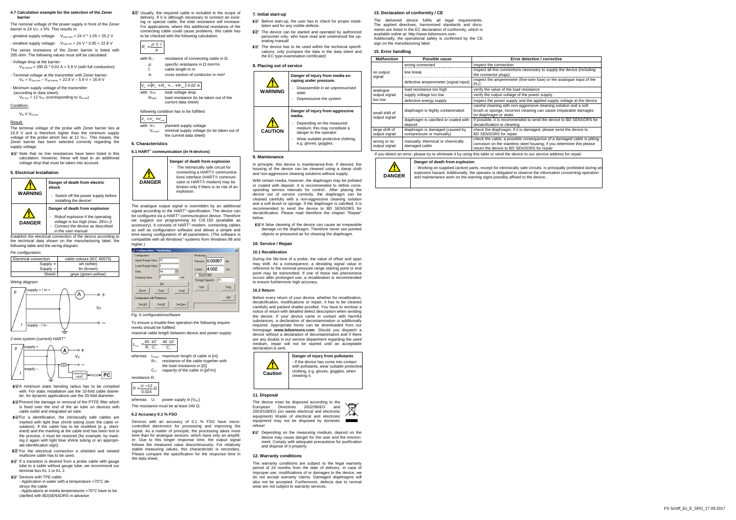#### 4.7 Calculation example for the selection of the Zener barrier

The nominal voltage of the power supply in front of the Zener barrier is 24 $V_{DC}$ ± 5%. This results in:

- greatest supply voltage: $V_{Sup\,max}$ = 24 V * 1.05 = 25.2 V
- smallest supply voltage: $V_{Sup\,min}$ = 24 V * 0.95 = 22.8 V

The series resistance of the Zener barrier is listed with 295 ohm. The following values must still be calculated:

- Voltage drop at the barrier:
  $V_{ab\,barrier}$ = 295 Ω * 0.02 A = 5.9 V (with full conduction)
- Terminal voltage at the transmitter with Zener barrier:
  $V_{Kl} = V_{Sup\,min} - V_{ab\,barrier}$ = 22.8 V – 5.9 V = 16.9 V
- Minimum supply voltage of the transmitter (according to data sheet):
  $V_{Kl\,min}$ = 12 $V_{DC}$ (corresponding to $V_{B\,min}$)

Condition:

$V_{Kl} \geq V_{Kl\,min}$

Result:

The terminal voltage of the probe with Zener barrier lies at 16.9 V and is therefore higher than the minimum supply voltage of the probe which lies at 12 $V_{DC}$. This means, the Zener barrier has been selected correctly regarding the supply voltage.

☞ Note that no line resistances have been listed in this calculation. However, these will lead to an additional voltage drop that must be taken into account.

### 5. Electrical Installation

**WARNING**

**Danger of death from electric shock**

- Switch off the power supply before installing the device!

**DANGER**

**Danger of death from explosion**

- Riskof explosion if the operating voltage is too high (max. 28$V_{DC}$)!
- Connect the device as described in the user manual

Establish the electrical connection of the device according to the technical data shown on the manufacturing label, the following table and the wiring diagram.

*Pin configuration:*

| Electrical connection | cable colours (IEC 60575) |
|---|---|
| Supply + | wh (white) |
| Supply – | bn (brown) |
| Shield | gnye (green-yellow) |

*Wiring diagram:*

p
supply + / in +
A
+
$V_S$
I
supply - / in -
–

2-wire-system (current) HART®

p
supply +
A
+
$V_S$
R
–
supply –
I
Interface HART
RS232
PC

☞ A minimum static bending radius has to be complied with. For static installation use the 10-fold cable diameter, for dynamic applications use the 20-fold diameter.

☞ Prevent the damage or removal of the PTFE filter which is fixed over the end of the air tube on devices with cable outlet and integrated air tube.

☞ For a identification, the intrinsically safe cables are marked with light blue shrink tubing (over the cable insulation). If the cable has to be modified (e. g. shortened) and the marking at the cable end has been lost in the process, it must be restored (for example, by marking it again with light blue shrink tubing or an appropriate identification sign).

☞ For the electrical connection a shielded and twisted multicore cable has to be used.

☞ If a transition is desired from a probe cable with gauge tube to a cable without gauge tube, we recommend our terminal box KL 1 or KL 2.

☞ Devices with TPE-cable
- Application in water with a temperature >70°C destroys the cable
- Applications at media temperatures >70°C have to be clarified with BD|SENSORS in advance

☞ Usually, the required cable is included in the scope of delivery. If it is although necessary to connect an existing or special cable, the total resistance will increase. For applications, where this additional resistance of the connecting cable could cause problems, this cable has to be checked with the following calculation.

$$R_L = \frac{\rho \cdot 2 \cdot l}{A}$$

with $R_L$: resistance of connecting cable in Ω
ρ: specific resistance in Ω mm²/m
l: cable length in m
A: cross section of conductor in mm²

$$V_{tot} = (R_L + R_{ld} + ... + R_{load}) \cdot 0.02\,A$$

with $V_{tot}$: total voltage drop
$R_{load}$: load resistance (to be taken out of the current data sheet)

following condition has to be fulfilled:

$$V_S > V_{tot} + V_{S\,min}$$

with $V_S$: planned supply voltage
$V_{S\,min}$: minimal supply voltage (to be taken out of the current data sheet)

### 6. Characteristics

#### 6.1 HART® communication (in H-devices)

**DANGER**

**Danger of death from explosion**

- The intrinsically safe circuit for connecting a HART® communications interface (HART® communicator or HART® modem) may be broken only if there is no risk of an explosion.

The analogue output signal is overridden by an additional signal according to the HART®-specification. The device can be configured via a HART®-communication device. Therefore we suggest our programming kit CIS 150 (available as accessory). It consists of HART®-modem, connecting cables as well as configuration software and allows a simple and time-saving configuration of all parameters. (The software is compatible with all Windows®-systems from Windows 98 and higher.)

Configuration / Monitoring
Configuration
Upper Range Value 30
Lower Range Value 0
Units bar
Damping Value 0 sec
Set
Read Save Load
Configuration with Reference
Set LRV Set URV Set Zero
Monitoring
Pressure 0,00367 bar
Current 4,002 mA
Save Data
Storage Capacity 10
Start Stop
Exit

*Fig. 6 configurationsoftware*

To ensure a trouble-free operation the following requirements should be fulfilled:

maximal cable length between device and power supply:

$$L_{max} = \frac{65 \cdot 10^6}{R_V \cdot C_V} - \frac{40 \cdot 10^3}{C_V}$$

whereas $L_{max}$: maximum length of cable in [m]
$R_V$: resistance of the cable together with the load resistance in [Ω]
$C_V$: capacity of the cable in [pF/m]

resistance R:

$$R = \frac{U - 12}{0.024}\,\Omega$$

whereas U: power supply in [$V_{DC}$]

The resistance must be at least 240 Ω.

#### 6.2 Accuracy 0.1 % FSO

Devices with an accuracy of 0.1 % FSO have microcontrolled electronics for processing and improving the signal. As a matter of principle, the processing takes more time than for analogue sensors, which have only an amplifier. Due to this longer response time, the output signal follows the measured value discontinuously. For relatively stable measuring values, this characteristic is secondary. Please compare the specification for the response time in the data sheet.

### 7. Initial start-up

☞ Before start-up, the user has to check for proper installation and for any visible defects.

☞ The device can be started and operated by authorized personnel only, who have read and understood the operating manual!

☞ The device has to be used within the technical specifications, only (compare the data in the data sheet and the EC type-examination certificate)!

### 8. Placing out of service

**WARNING**

**Danger of injury from media escaping under pressure.**

- Disassemble in an unpressurised state.
- Depressurise the system

**CAUTION**

**Danger of injury from aggressive media.**

- Depending on the measured medium, this may constitute a danger to the operator.
- Wear suitable protective clothing, e.g. gloves, goggles.

### 9. Maintenance

In principle, this device is maintenance-free. If desired, the housing of the device can be cleaned using a damp cloth and non-aggressive cleaning solutions without supply.

With certain media, however, the diaphragm may be polluted or coated with deposit. It is recommended to define corresponding service intervals for control.. After placing the device out of service correctly, the diaphragm can be cleaned carefully with a non-aggressive cleaning solution and a soft brush or sponge. If the diaphragm is calcified, it is recommended to send the device to BD SENSORS for decalcification. Please read therefore the chapter "Repair" below.

☞ A false cleaning of the device can cause an irreparable damage on the diaphragm. Therefore never use pointed objects or pressured air for cleaning the diaphragm.

### 10. Service / Repair

#### 10.1 Recalibration

During the life-time of a probe, the value of offset and span may shift. As a consequence, a deviating signal value in reference to the nominal pressure range starting point or end point may be transmitted. If one of these two phenomena occurs after prolonged use, a recalibration is recommended to ensure furthermore high accuracy.

#### 10.2 Return

Before every return of your device, whether for recalibration, decalcification, modifications or repair, it has to be cleaned carefully and packed shatter-proofed. You have to enclose a notice of return with detailed defect description when sending the device. If your device came in contact with harmful substances, a declaration of decontamination is additionally required. Appropriate forms can be downloaded from our homepage **www.bdsensors.com**. Should you dispatch a device without a declaration of decontamination and if there are any doubts in our service department regarding the used medium, repair will not be started until an acceptable declaration is sent.

**Caution**

**Danger of injury from pollutants**

- If the device has come into contact with pollutants, wear suitable protective clothing, e.g. gloves, goggles, when cleaning it.

### 11. Disposal

The device must be disposed according to the European Directives 2002/96/EG and 2003/108/EG (on waste electrical and electronic equipment) Waste of electrical and electronic equipment may not be disposed by domestic refuse!

☞ Depending on the measuring medium, deposit on the device may cause danger for the user and the environment. Comply with adequate precautions for purification and dispose of it properly.

### 12. Warranty conditions

The warranty conditions are subject to the legal warranty period of 24 months from the date of delivery. In case of improper use, modifications of or damages to the device, we do not accept warranty claims. Damaged diaphragms will also not be accepted. Furthermore, defects due to normal wear are not subject to warranty services.

### 13. Declaration of conformity / CE

The delivered device fulfils all legal requirements. The applied directives, harmonised standards and documents are listed in the EC declaration of conformity, which is available online at: http://www.bdsensors.com.
Additionally, the operational safety is confirmed by the CE sign on the manufacturing label.

### 15. Error handling

| Malfunction | Possible cause | Error detection / corrective |
|---|---|---|
| no output signal | wrong connected | inspect the connection |
| | line break | inspect all line connections necessary to supply the device (including the connector plugs) |
| | defective amperemeter (signal input) | inspect the amperemeter (fine-wire fuse) or the analogue input of the PLC |
| analogue output signal too low | load resistance too high | verify the value of the load resistance |
| | supply voltage too low | verify the output voltage of the power supply |
| | defective energy supply | inspect the power supply and the applied supply voltage at the device |
| small shift of output signal | diaphragm is highly contaminated | careful cleaning with non-aggressive cleaning solution and a soft brush or sponge; incorrect cleaning can cause irreparable damages on diaphragm or seals |
| | diaphragm is calcified or coated with deposit | if possible, it is recommended to send the device to BD SENSORS for decalcification or cleaning |
| large shift of output signal | diaphragm is damaged (caused by overpressure or manually) | check the diaphragm; if it is damaged, please send the device to BD SENSORS for repair |
| wrong or no output signal | manually, thermical or chemically damaged cable | check the cable; a possible consequence of a damaged cable is pitting corrosion on the stainless steel housing; if you determine this please return the device to BD SENSORS for repair |

If you detect an error, please try to eliminate it by using this table or send the device to our service address for repair.

**DANGER**

**Danger of death from explosion**

- Working on supplied (active) parts, except for intrinsically safe circuits, is principally prohibited during an explosion hazard. Additionally, the operator is obligated to observe the information concerning operation and maintenance work on the warning signs possibly affixed to the device..